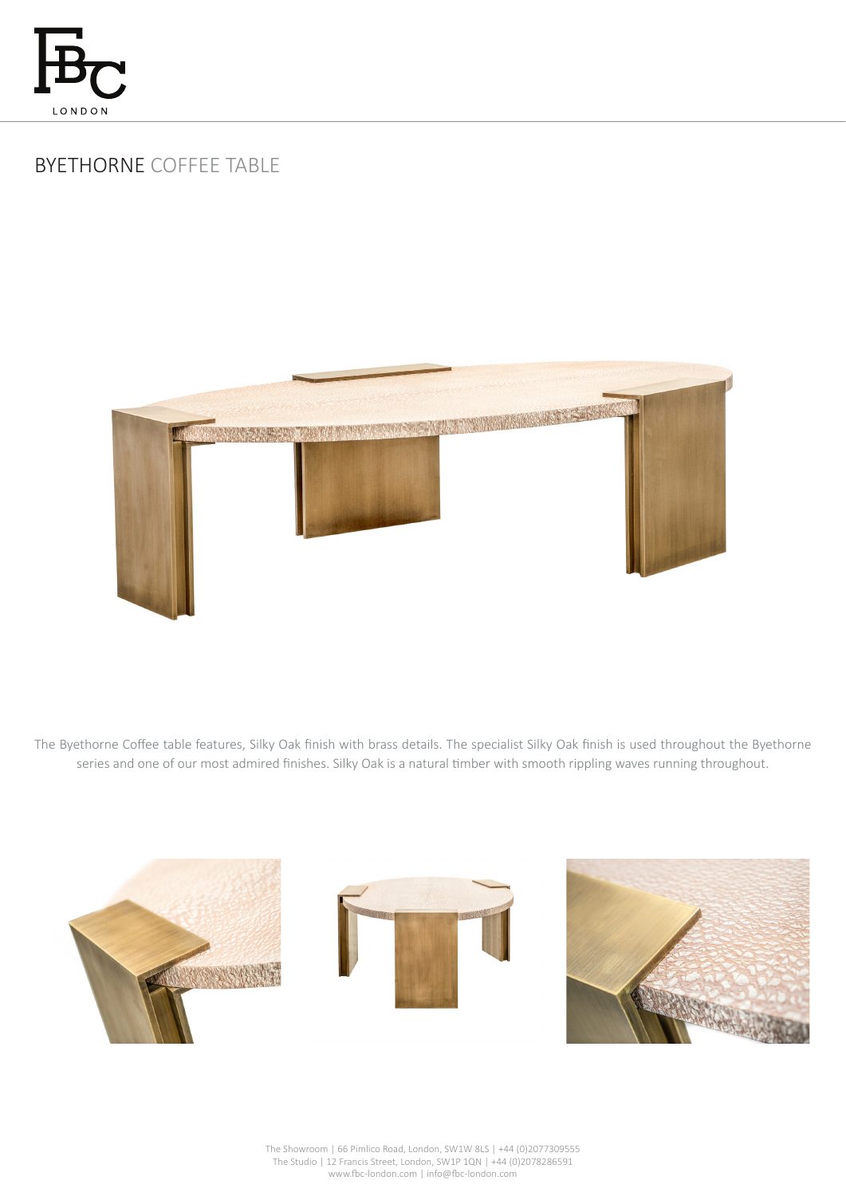# BYETHORNE COFFEE TABLE

The Byethorne Coffee table features, Silky Oak finish with brass details. The specialist Silky Oak finish is used throughout the Byethorne series and one of our most admired finishes. Silky Oak is a natural timber with smooth rippling waves running throughout.

The Showroom | 66 Pimlico Road, London, SW1W 8LS | +44 (0)2077309555
The Studio | 12 Francis Street, London, SW1P 1QN | +44 (0)2078286591
www.fbc-london.com | info@fbc-london.com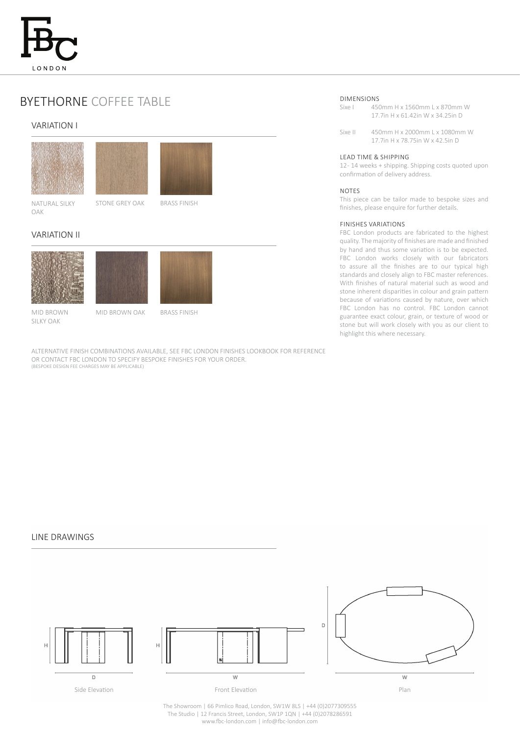# BYETHORNE COFFEE TABLE

## VARIATION I

NATURAL SILKY OAK

STONE GREY OAK

BRASS FINISH

## VARIATION II

MID BROWN SILKY OAK

MID BROWN OAK

BRASS FINISH

ALTERNATIVE FINISH COMBINATIONS AVAILABLE, SEE FBC LONDON FINISHES LOOKBOOK FOR REFERENCE OR CONTACT FBC LONDON TO SPECIFY BESPOKE FINISHES FOR YOUR ORDER.
(BESPOKE DESIGN FEE CHARGES MAY BE APPLICABLE)

### DIMENSIONS

| | |
|---|---|
| Sixe I | 450mm H x 1560mm L x 870mm W<br>17.7in H x 61.42in W x 34.25in D |
| Sixe II | 450mm H x 2000mm L x 1080mm W<br>17.7in H x 78.75in W x 42.5in D |

### LEAD TIME & SHIPPING

12- 14 weeks + shipping. Shipping costs quoted upon confirmation of delivery address.

### NOTES

This piece can be tailor made to bespoke sizes and finishes, please enquire for further details.

### FINISHES VARIATIONS

FBC London products are fabricated to the highest quality. The majority of finishes are made and finished by hand and thus some variation is to be expected. FBC London works closely with our fabricators to assure all the finishes are to our typical high standards and closely align to FBC master references. With finishes of natural material such as wood and stone inherent disparities in colour and grain pattern because of variations caused by nature, over which FBC London has no control. FBC London cannot guarantee exact colour, grain, or texture of wood or stone but will work closely with you as our client to highlight this where necessary.

## LINE DRAWINGS

H

D

Side Elevation

H

W

Front Elevation

D

W

Plan

The Showroom | 66 Pimlico Road, London, SW1W 8LS | +44 (0)2077309555
The Studio | 12 Francis Street, London, SW1P 1QN | +44 (0)2078286591
www.fbc-london.com | info@fbc-london.com